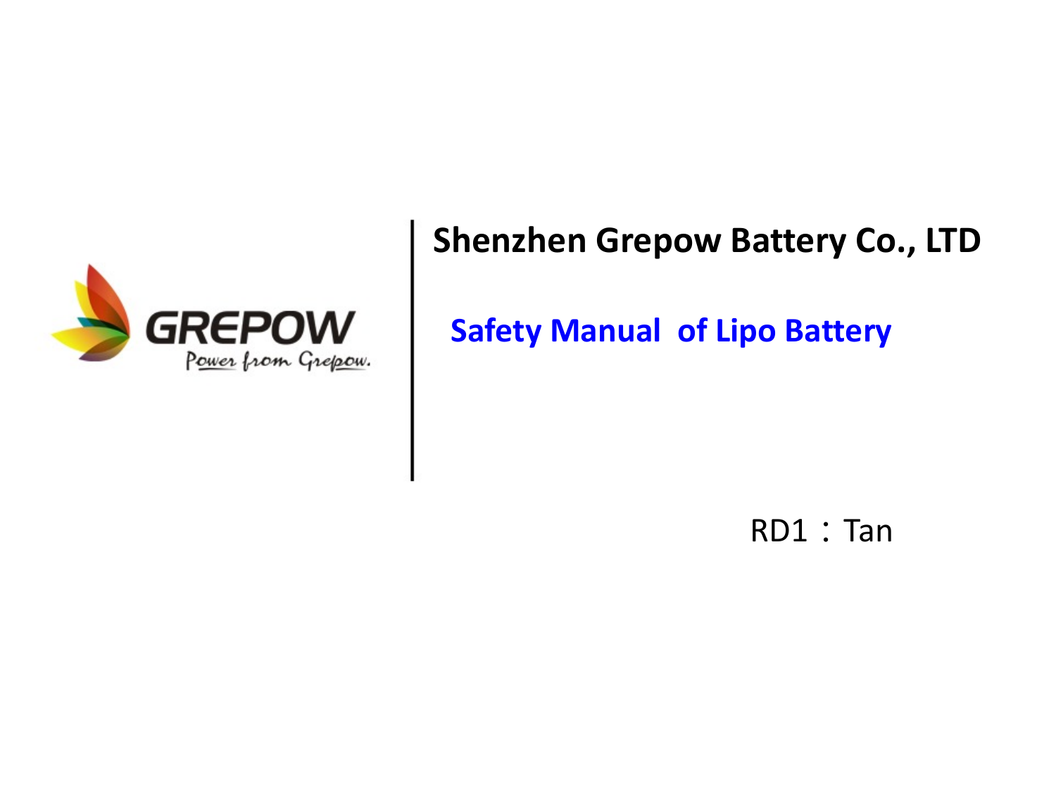GREPOW

Power from Grepow.

# Shenzhen Grepow Battery Co., LTD

## Safety Manual of Lipo Battery

RD1：Tan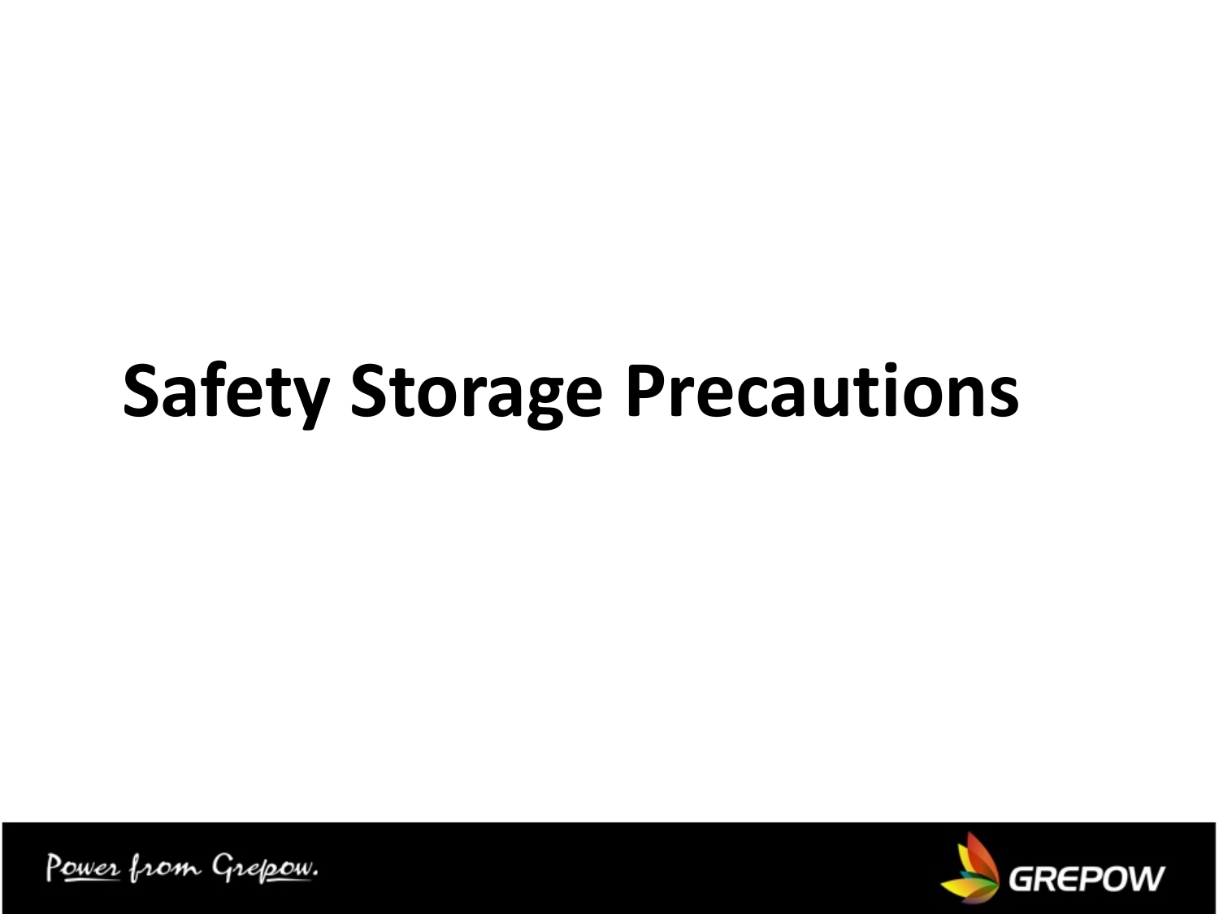# Safety Storage Precautions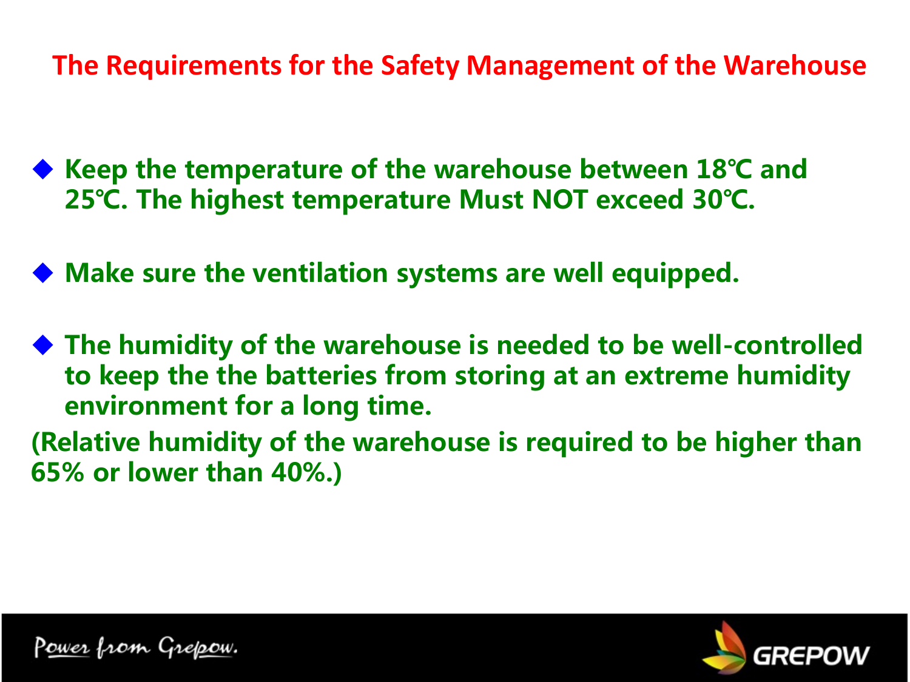# The Requirements for the Safety Management of the Warehouse

- **Keep the temperature of the warehouse between 18℃ and 25℃. The highest temperature Must NOT exceed 30℃.**

- **Make sure the ventilation systems are well equipped.**

- **The humidity of the warehouse is needed to be well-controlled to keep the the batteries from storing at an extreme humidity environment for a long time.**

**(Relative humidity of the warehouse is required to be higher than 65% or lower than 40%.)**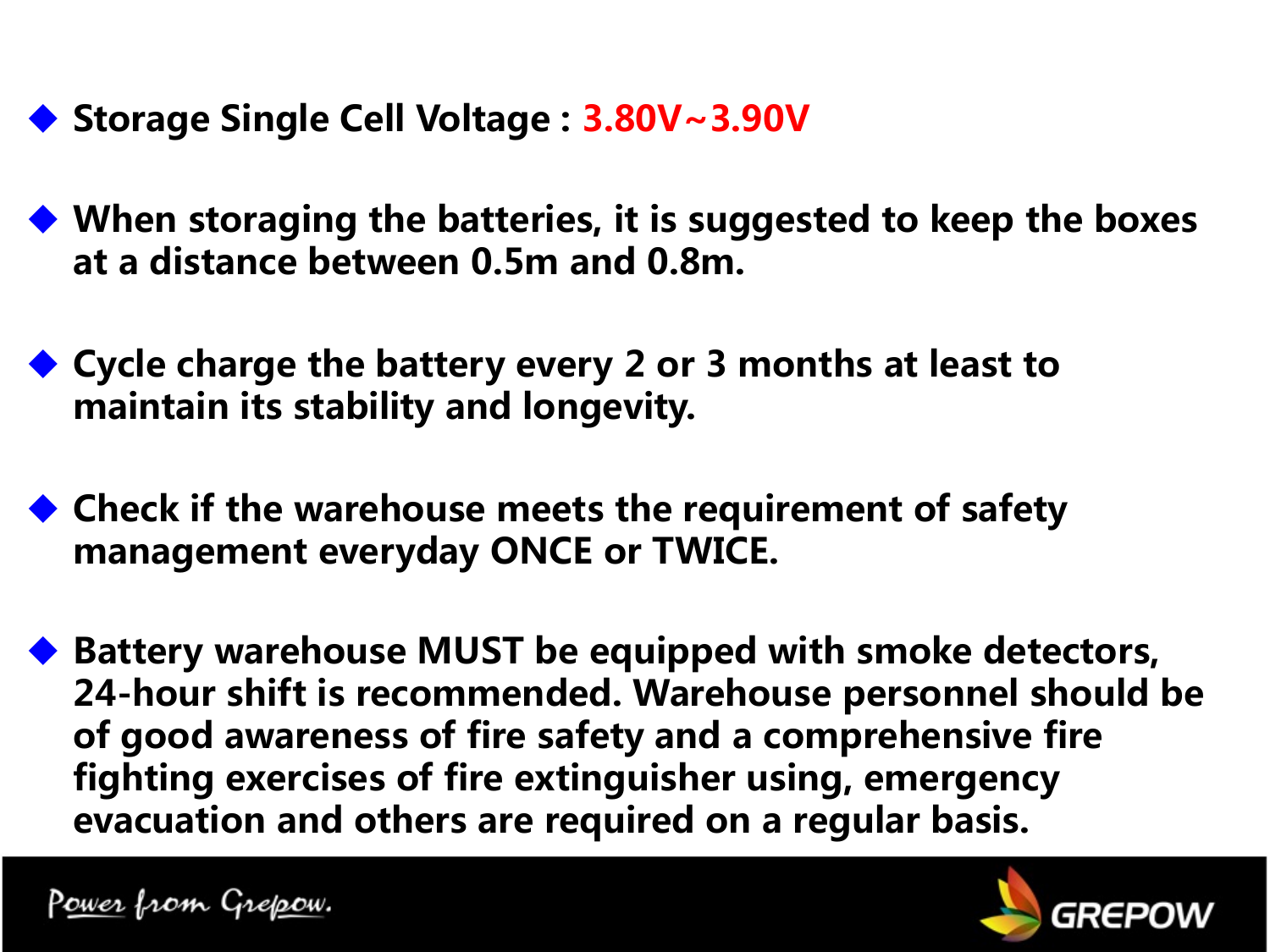- **Storage Single Cell Voltage : 3.80V~3.90V**

- **When storaging the batteries, it is suggested to keep the boxes at a distance between 0.5m and 0.8m.**

- **Cycle charge the battery every 2 or 3 months at least to maintain its stability and longevity.**

- **Check if the warehouse meets the requirement of safety management everyday ONCE or TWICE.**

- **Battery warehouse MUST be equipped with smoke detectors, 24-hour shift is recommended. Warehouse personnel should be of good awareness of fire safety and a comprehensive fire fighting exercises of fire extinguisher using, emergency evacuation and others are required on a regular basis.**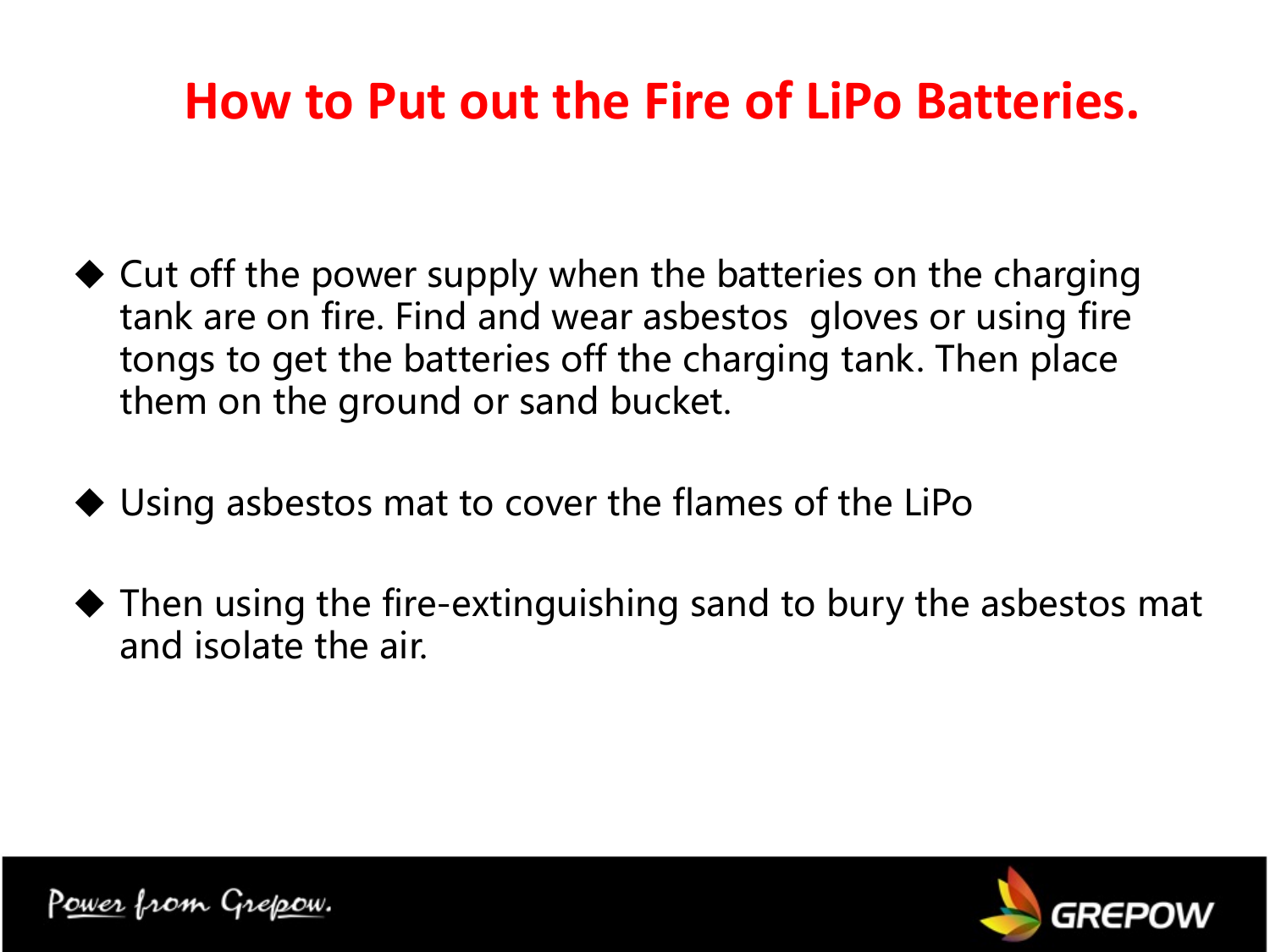# How to Put out the Fire of LiPo Batteries.

- Cut off the power supply when the batteries on the charging tank are on fire. Find and wear asbestos gloves or using fire tongs to get the batteries off the charging tank. Then place them on the ground or sand bucket.

- Using asbestos mat to cover the flames of the LiPo

- Then using the fire-extinguishing sand to bury the asbestos mat and isolate the air.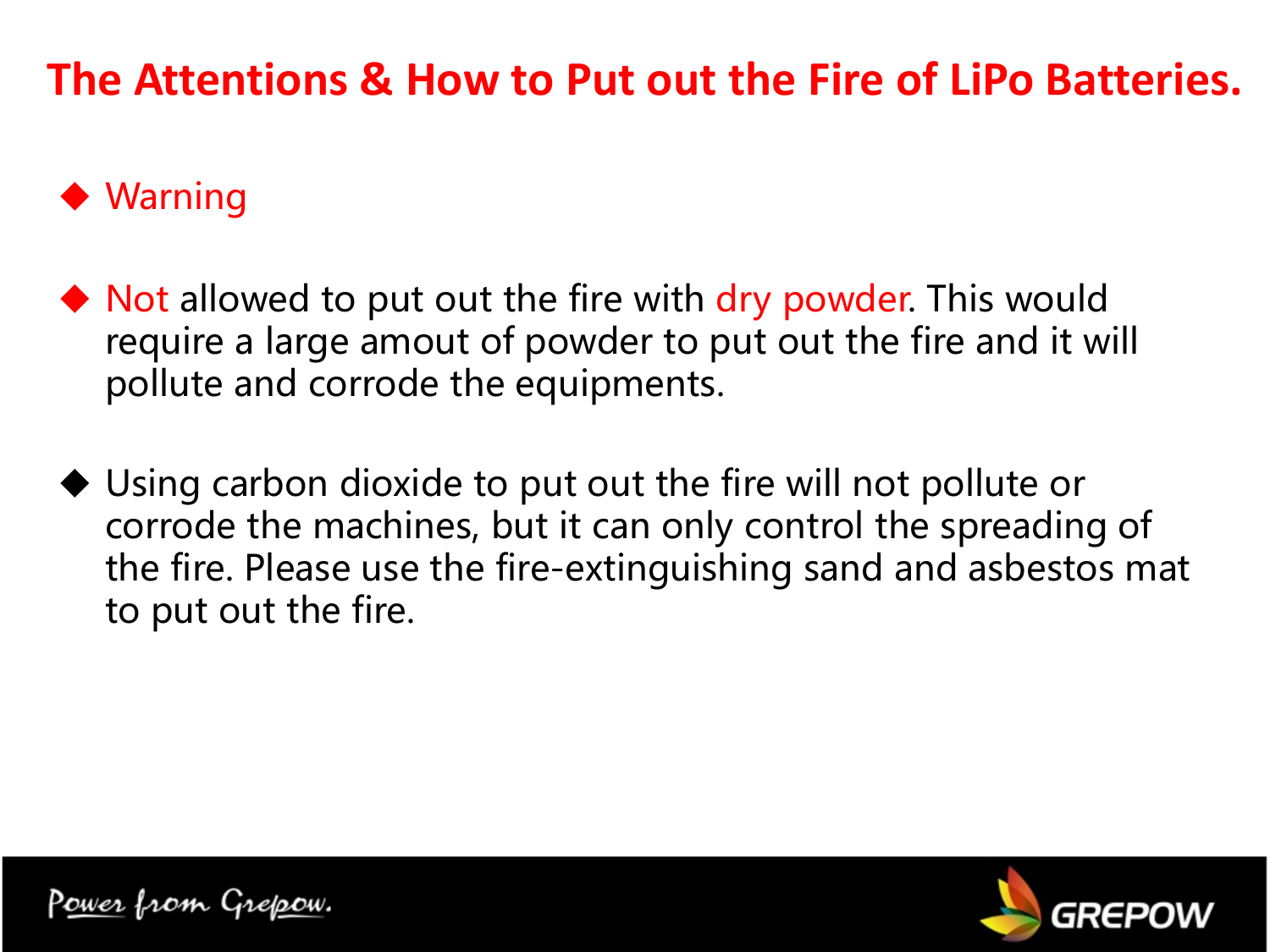# The Attentions & How to Put out the Fire of LiPo Batteries.

- Warning

- Not allowed to put out the fire with dry powder. This would require a large amout of powder to put out the fire and it will pollute and corrode the equipments.

- Using carbon dioxide to put out the fire will not pollute or corrode the machines, but it can only control the spreading of the fire. Please use the fire-extinguishing sand and asbestos mat to put out the fire.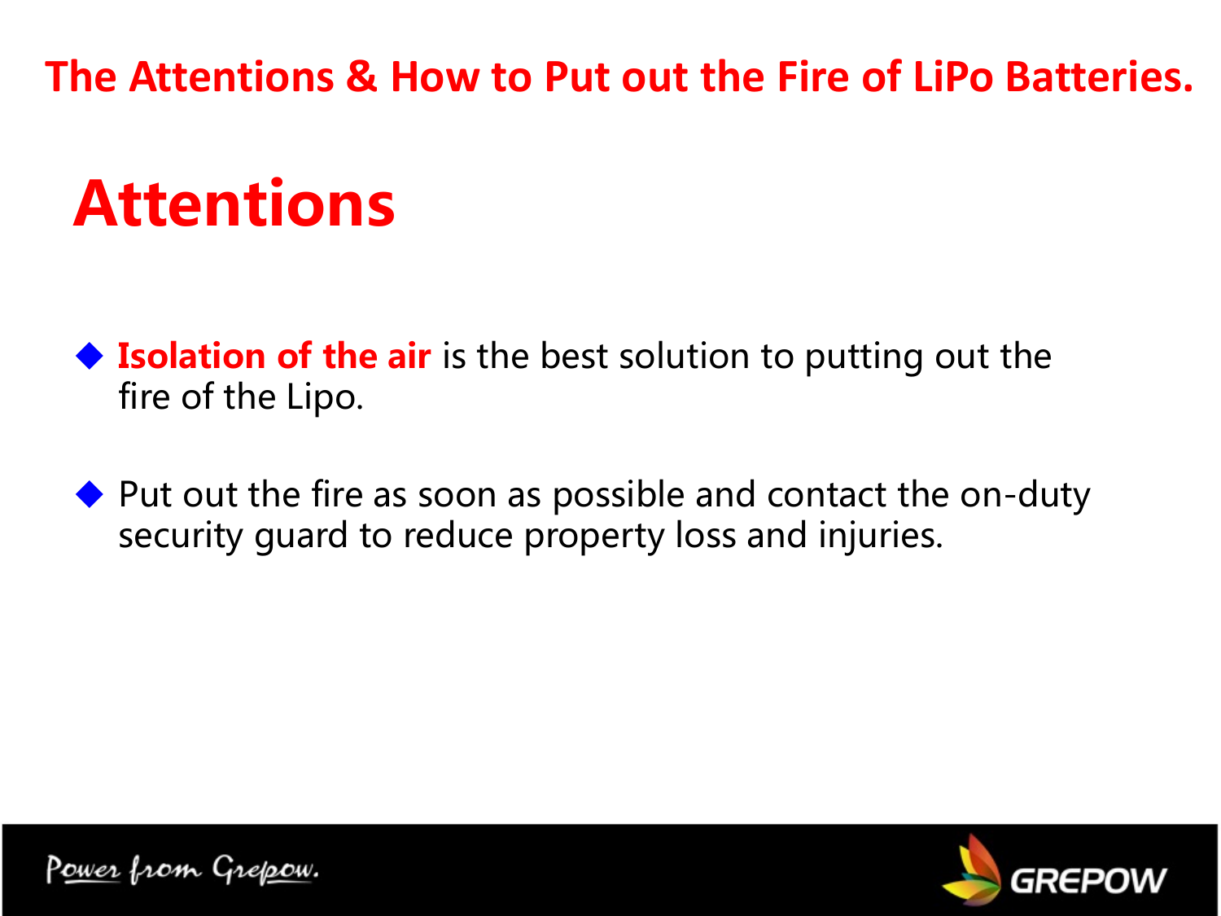The Attentions & How to Put out the Fire of LiPo Batteries.

# Attentions

- **Isolation of the air** is the best solution to putting out the fire of the Lipo.
- Put out the fire as soon as possible and contact the on-duty security guard to reduce property loss and injuries.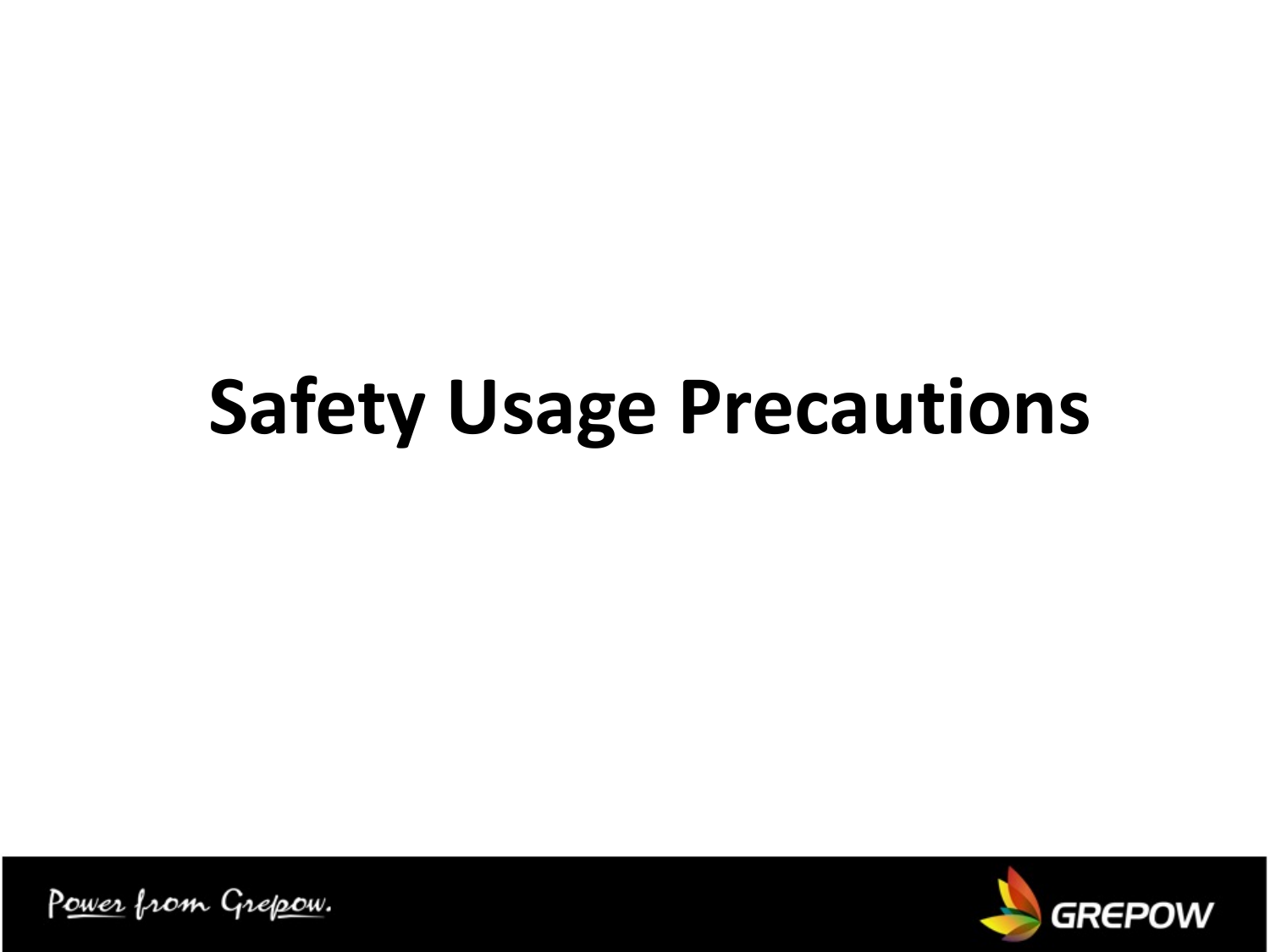# Safety Usage Precautions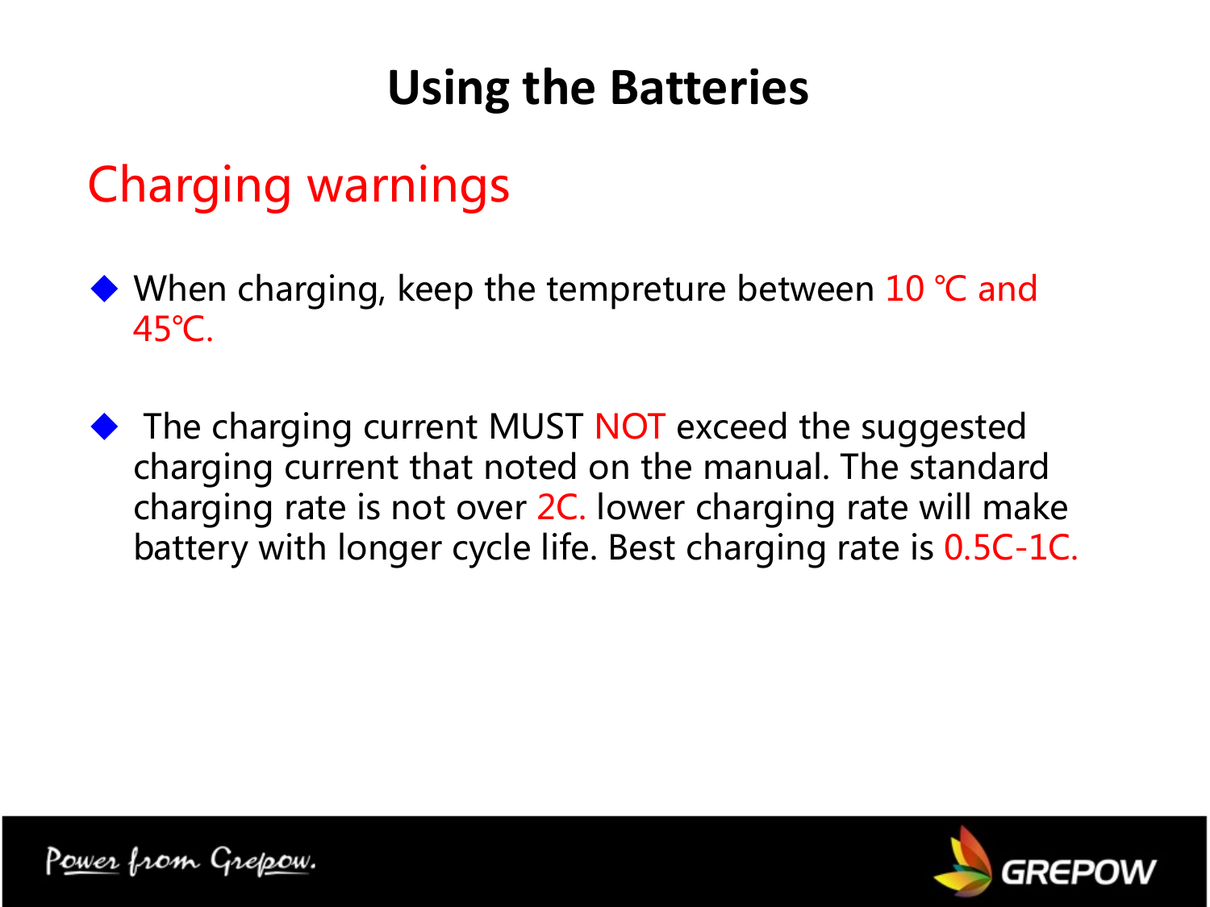# Using the Batteries

## Charging warnings

- When charging, keep the tempreture between 10 ℃ and 45℃.

- The charging current MUST NOT exceed the suggested charging current that noted on the manual. The standard charging rate is not over 2C. lower charging rate will make battery with longer cycle life. Best charging rate is 0.5C-1C.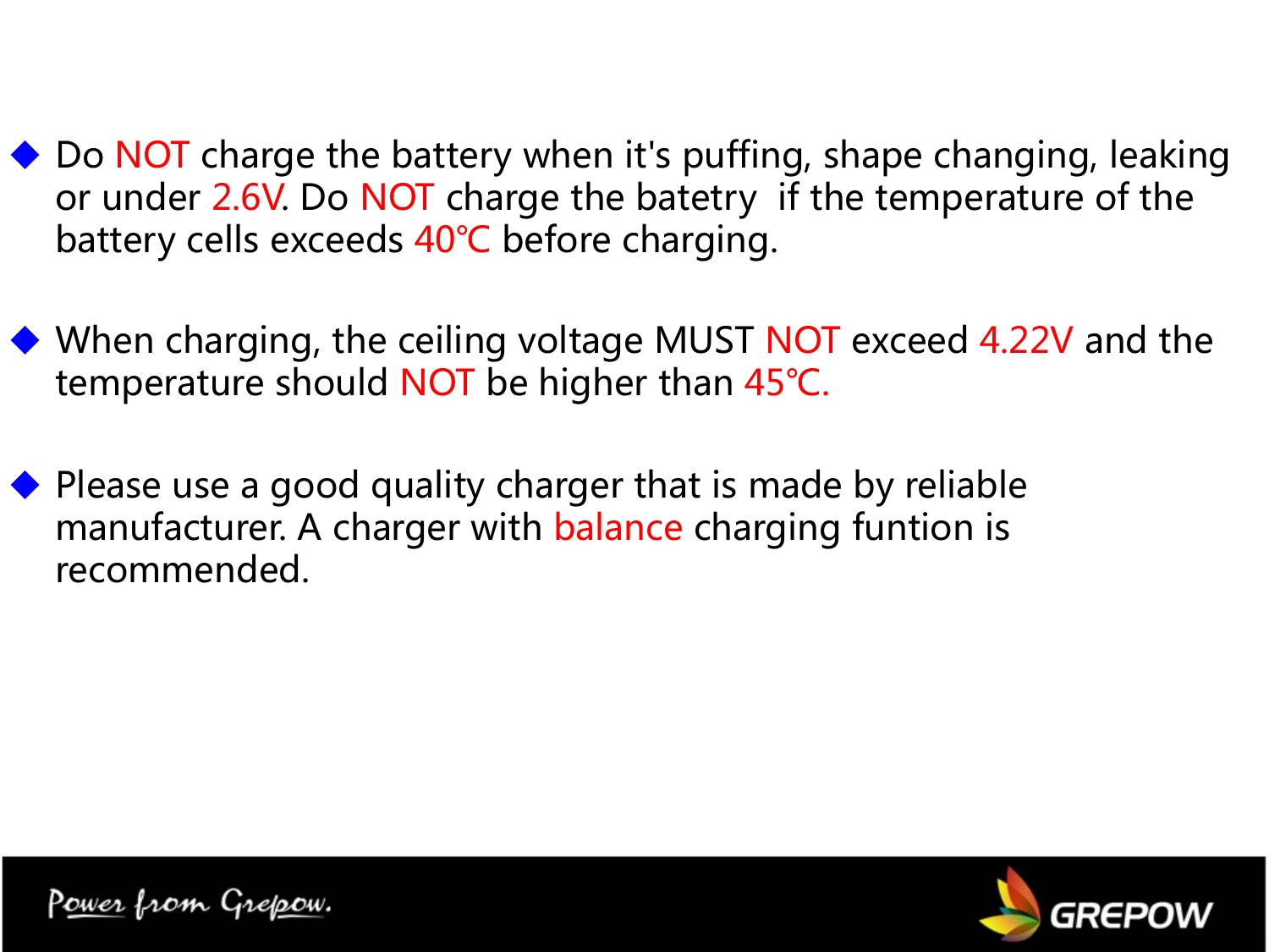- Do NOT charge the battery when it's puffing, shape changing, leaking or under 2.6V. Do NOT charge the batetry if the temperature of the battery cells exceeds 40℃ before charging.

- When charging, the ceiling voltage MUST NOT exceed 4.22V and the temperature should NOT be higher than 45℃.

- Please use a good quality charger that is made by reliable manufacturer. A charger with balance charging funtion is recommended.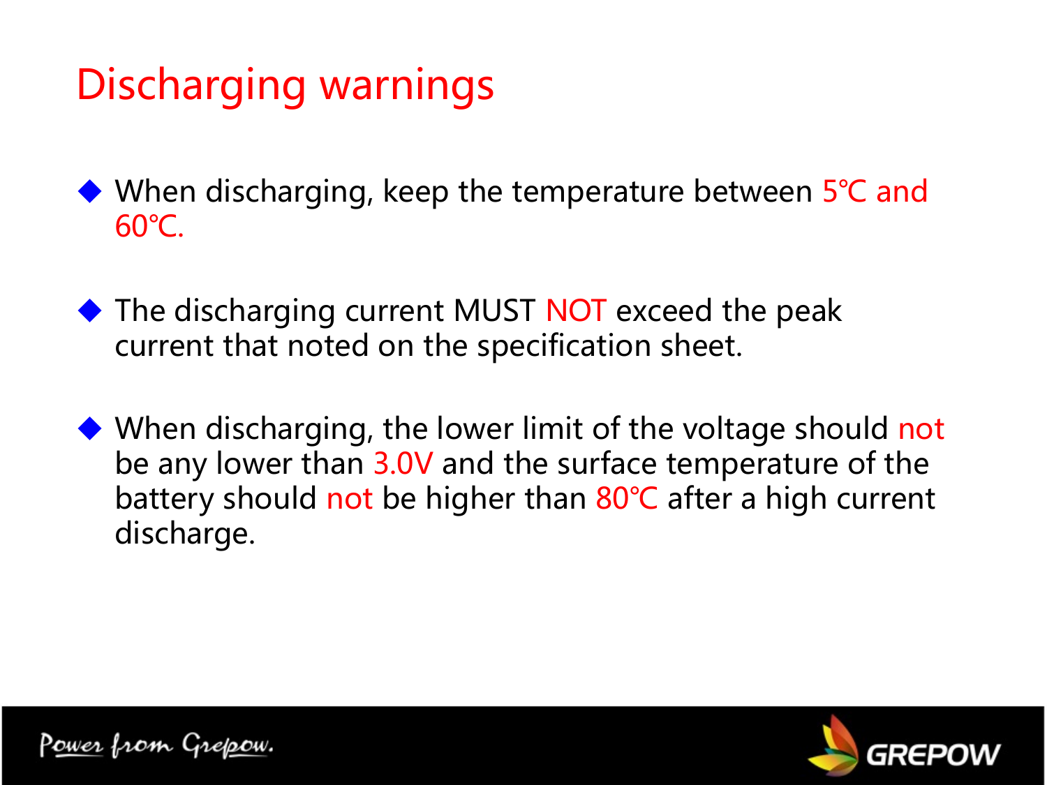# Discharging warnings

- When discharging, keep the temperature between 5℃ and 60℃.
- The discharging current MUST NOT exceed the peak current that noted on the specification sheet.
- When discharging, the lower limit of the voltage should not be any lower than 3.0V and the surface temperature of the battery should not be higher than 80℃ after a high current discharge.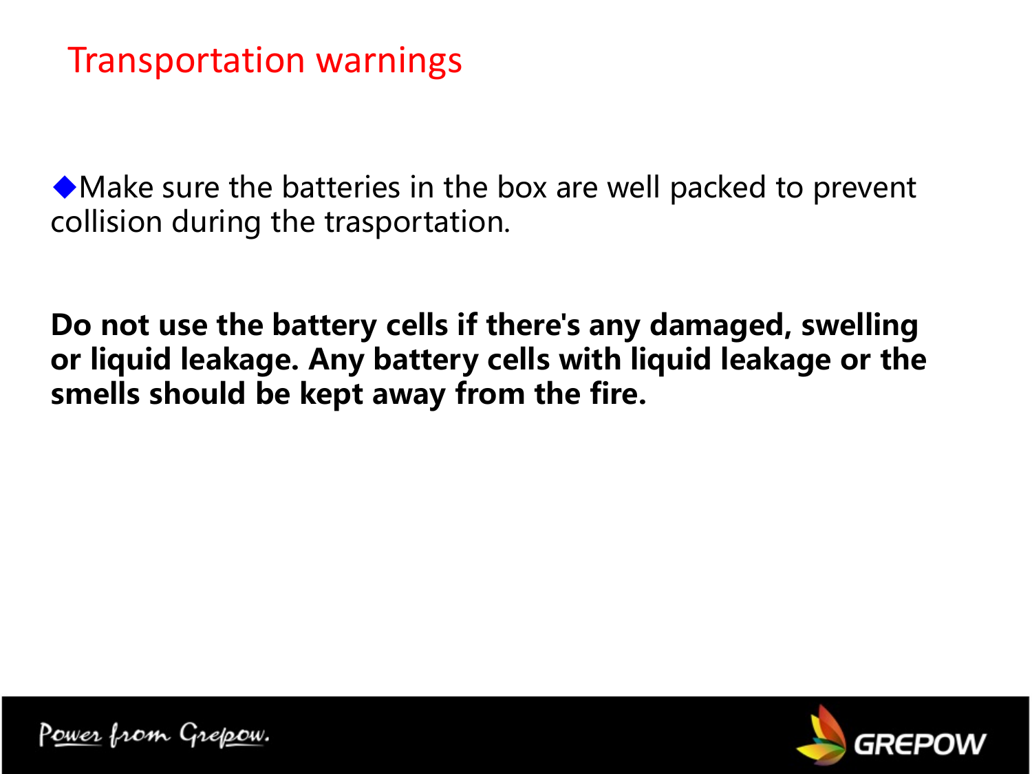# Transportation warnings

◆Make sure the batteries in the box are well packed to prevent collision during the trasportation.

**Do not use the battery cells if there's any damaged, swelling or liquid leakage. Any battery cells with liquid leakage or the smells should be kept away from the fire.**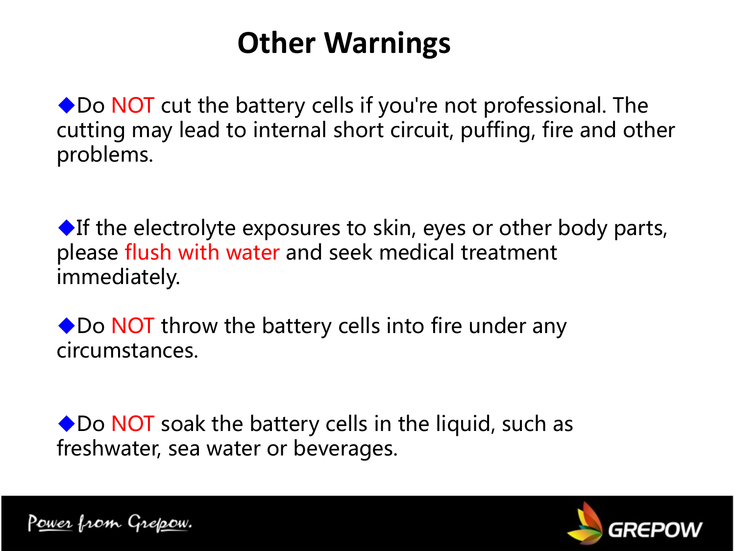# Other Warnings

- Do **NOT** cut the battery cells if you're not professional. The cutting may lead to internal short circuit, puffing, fire and other problems.

- If the electrolyte exposures to skin, eyes or other body parts, please flush with water and seek medical treatment immediately.

- Do **NOT** throw the battery cells into fire under any circumstances.

- Do **NOT** soak the battery cells in the liquid, such as freshwater, sea water or beverages.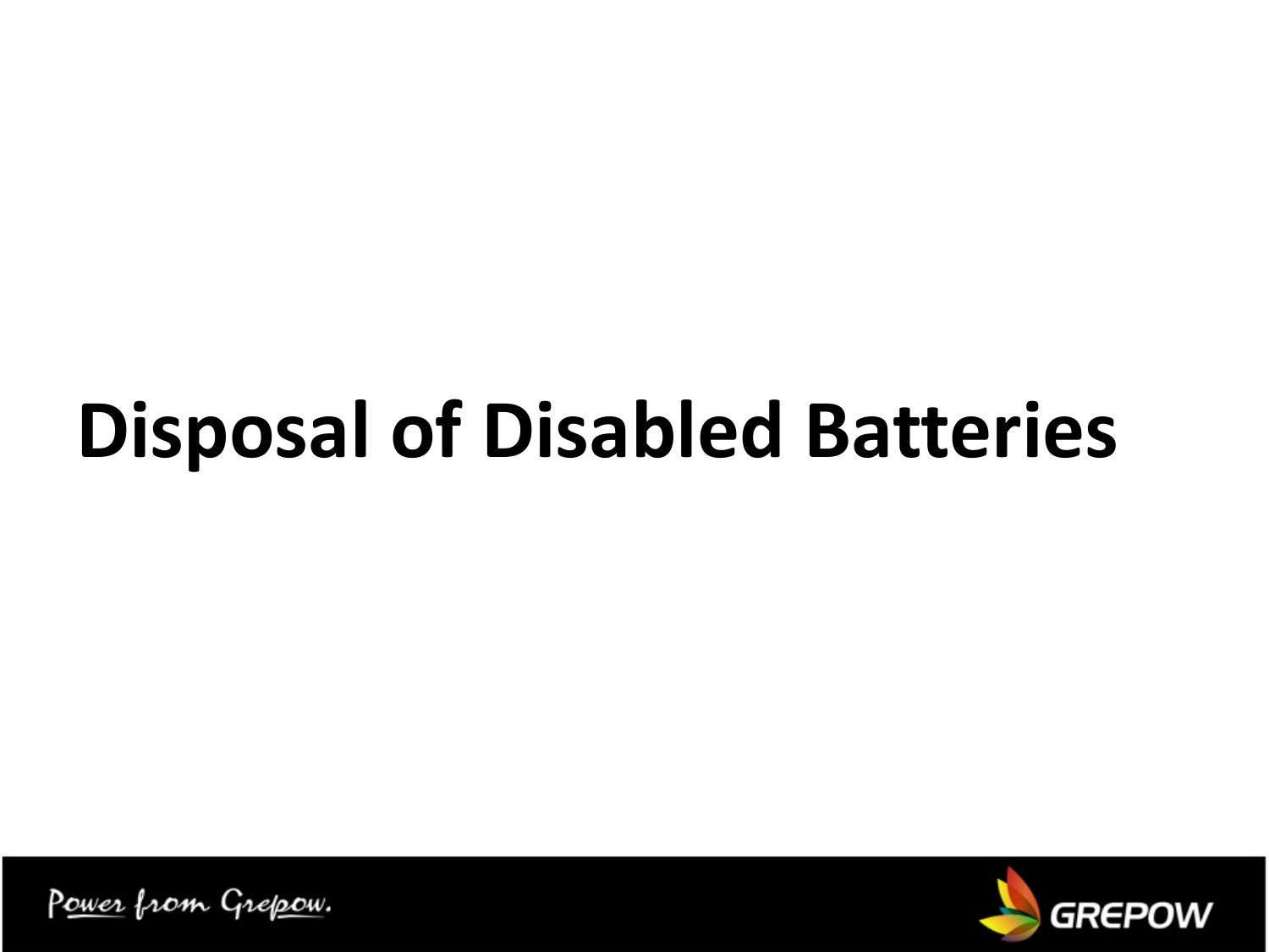# Disposal of Disabled Batteries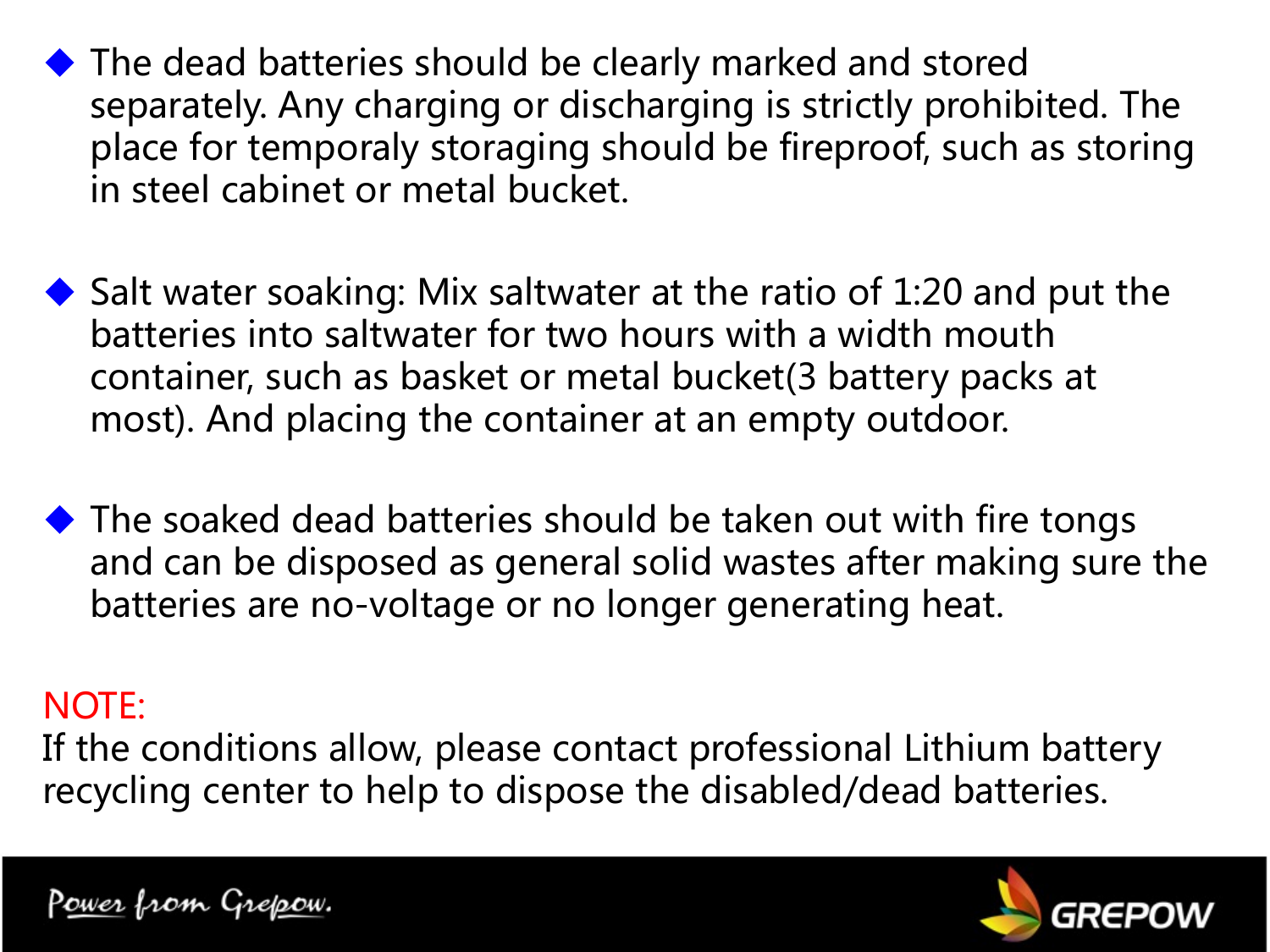- The dead batteries should be clearly marked and stored separately. Any charging or discharging is strictly prohibited. The place for temporaly storaging should be fireproof, such as storing in steel cabinet or metal bucket.

- Salt water soaking: Mix saltwater at the ratio of 1:20 and put the batteries into saltwater for two hours with a width mouth container, such as basket or metal bucket(3 battery packs at most). And placing the container at an empty outdoor.

- The soaked dead batteries should be taken out with fire tongs and can be disposed as general solid wastes after making sure the batteries are no-voltage or no longer generating heat.

NOTE:
If the conditions allow, please contact professional Lithium battery recycling center to help to dispose the disabled/dead batteries.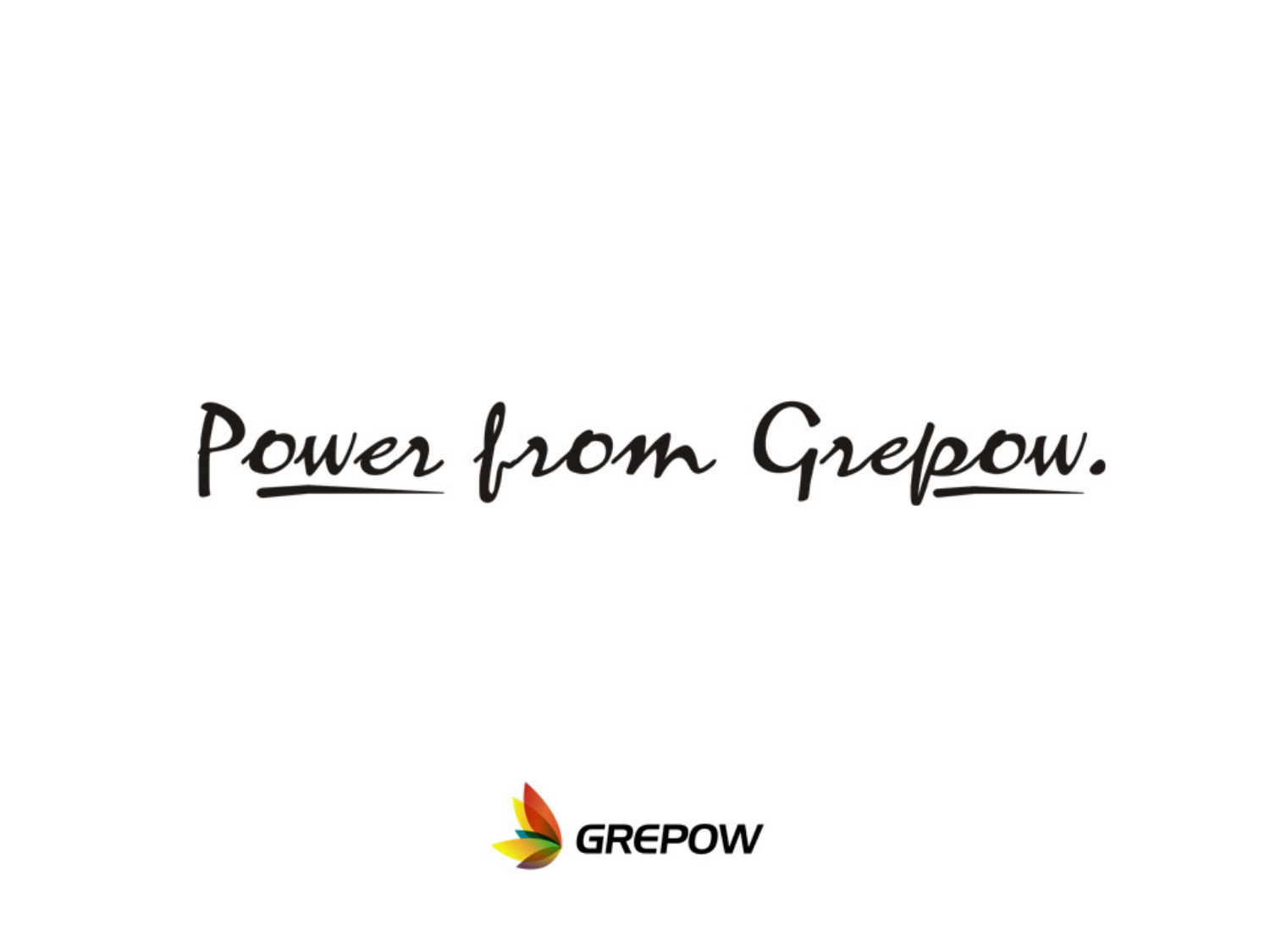Power from Grepow.

GREPOW